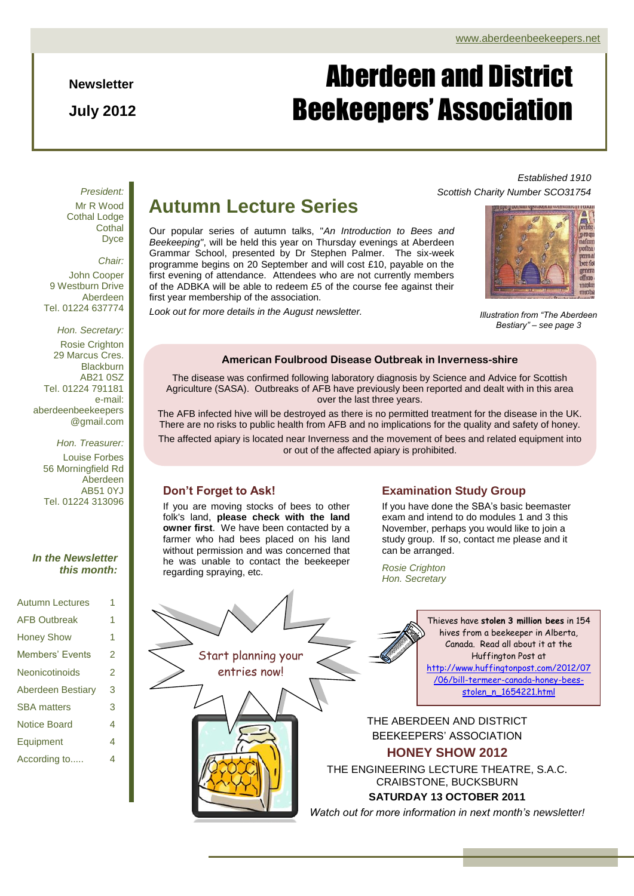www.aberdeenbeekeepers.net

**Newsletter**

**July 2012**

# Aberdeen and District Beekeepers' Association

*Established 1910*
*Scottish Charity Number SCO31754*

*President:*
Mr R Wood
Cothal Lodge
Cothal
Dyce

*Chair:*
John Cooper
9 Westburn Drive
Aberdeen
Tel. 01224 637774

*Hon. Secretary:*
Rosie Crighton
29 Marcus Cres.
Blackburn
AB21 0SZ
Tel. 01224 791181
e-mail:
aberdeenbeekeepers
@gmail.com

*Hon. Treasurer:*
Louise Forbes
56 Morningfield Rd
Aberdeen
AB51 0YJ
Tel. 01224 313096

***In the Newsletter this month:***

| | |
|---|---|
| Autumn Lectures | 1 |
| AFB Outbreak | 1 |
| Honey Show | 1 |
| Members' Events | 2 |
| Neonicotinoids | 2 |
| Aberdeen Bestiary | 3 |
| SBA matters | 3 |
| Notice Board | 4 |
| Equipment | 4 |
| According to..... | 4 |

## Autumn Lecture Series

Our popular series of autumn talks, "*An Introduction to Bees and Beekeeping"*, will be held this year on Thursday evenings at Aberdeen Grammar School, presented by Dr Stephen Palmer. The six-week programme begins on 20 September and will cost £10, payable on the first evening of attendance. Attendees who are not currently members of the ADBKA will be able to redeem £5 of the course fee against their first year membership of the association.

*Look out for more details in the August newsletter.*

*Illustration from "The Aberdeen Bestiary" – see page 3*

### American Foulbrood Disease Outbreak in Inverness-shire

The disease was confirmed following laboratory diagnosis by Science and Advice for Scottish Agriculture (SASA). Outbreaks of AFB have previously been reported and dealt with in this area over the last three years.

The AFB infected hive will be destroyed as there is no permitted treatment for the disease in the UK. There are no risks to public health from AFB and no implications for the quality and safety of honey.

The affected apiary is located near Inverness and the movement of bees and related equipment into or out of the affected apiary is prohibited.

### Don't Forget to Ask!

If you are moving stocks of bees to other folk's land, **please check with the land owner first**. We have been contacted by a farmer who had bees placed on his land without permission and was concerned that he was unable to contact the beekeeper regarding spraying, etc.

### Examination Study Group

If you have done the SBA's basic beemaster exam and intend to do modules 1 and 3 this November, perhaps you would like to join a study group. If so, contact me please and it can be arranged.

*Rosie Crighton*
*Hon. Secretary*

Start planning your entries now!

Thieves have **stolen 3 million bees** in 154 hives from a beekeeper in Alberta, Canada. Read all about it at the Huffington Post at http://www.huffingtonpost.com/2012/07/06/bill-termeer-canada-honey-bees-stolen_n_1654221.html

THE ABERDEEN AND DISTRICT BEEKEEPERS' ASSOCIATION

**HONEY SHOW 2012**

THE ENGINEERING LECTURE THEATRE, S.A.C. CRAIBSTONE, BUCKSBURN

**SATURDAY 13 OCTOBER 2011**

*Watch out for more information in next month's newsletter!*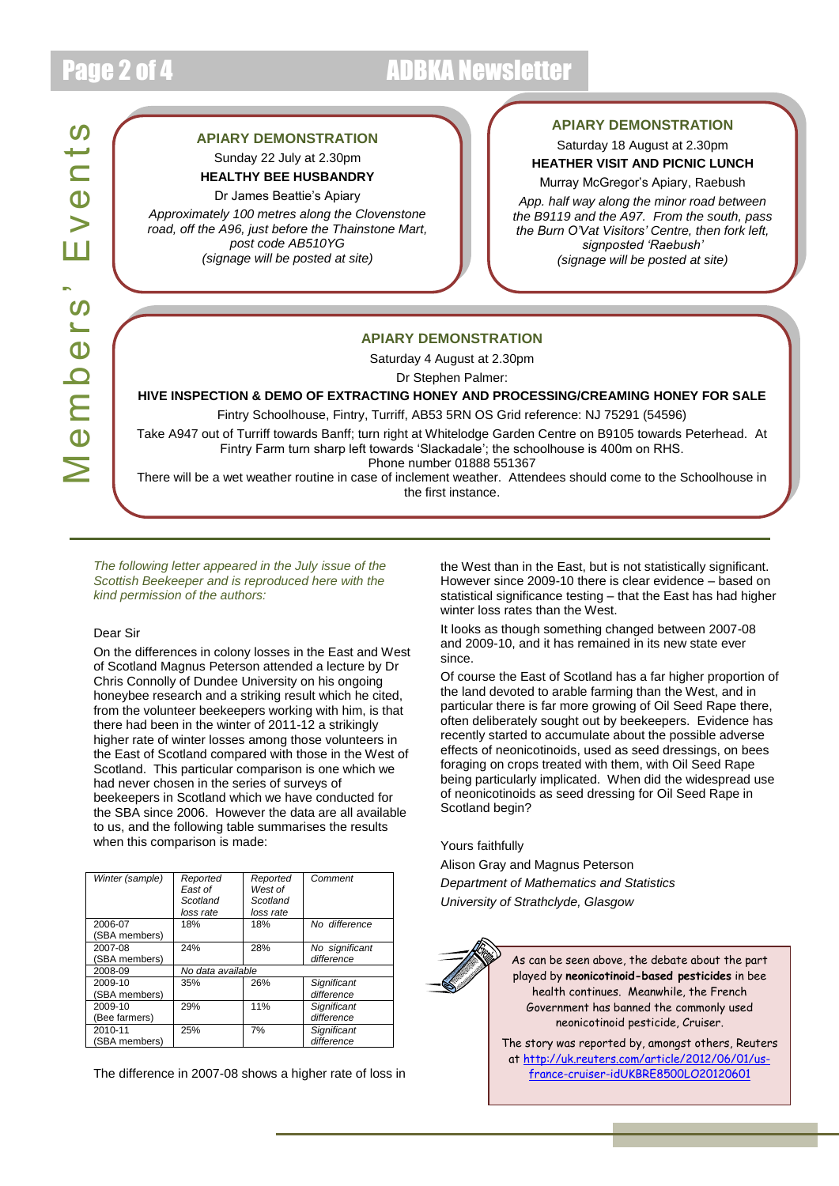# Members' Events

## APIARY DEMONSTRATION

Sunday 22 July at 2.30pm

**HEALTHY BEE HUSBANDRY**

Dr James Beattie's Apiary

*Approximately 100 metres along the Clovenstone road, off the A96, just before the Thainstone Mart, post code AB510YG (signage will be posted at site)*

## APIARY DEMONSTRATION

Saturday 18 August at 2.30pm

**HEATHER VISIT AND PICNIC LUNCH**

Murray McGregor's Apiary, Raebush

*App. half way along the minor road between the B9119 and the A97. From the south, pass the Burn O'Vat Visitors' Centre, then fork left, signposted 'Raebush' (signage will be posted at site)*

## APIARY DEMONSTRATION

Saturday 4 August at 2.30pm

Dr Stephen Palmer:

**HIVE INSPECTION & DEMO OF EXTRACTING HONEY AND PROCESSING/CREAMING HONEY FOR SALE**

Fintry Schoolhouse, Fintry, Turriff, AB53 5RN OS Grid reference: NJ 75291 (54596)

Take A947 out of Turriff towards Banff; turn right at Whitelodge Garden Centre on B9105 towards Peterhead. At Fintry Farm turn sharp left towards 'Slackadale'; the schoolhouse is 400m on RHS.
Phone number 01888 551367

There will be a wet weather routine in case of inclement weather. Attendees should come to the Schoolhouse in the first instance.

---

*The following letter appeared in the July issue of the Scottish Beekeeper and is reproduced here with the kind permission of the authors:*

Dear Sir

On the differences in colony losses in the East and West of Scotland Magnus Peterson attended a lecture by Dr Chris Connolly of Dundee University on his ongoing honeybee research and a striking result which he cited, from the volunteer beekeepers working with him, is that there had been in the winter of 2011-12 a strikingly higher rate of winter losses among those volunteers in the East of Scotland compared with those in the West of Scotland. This particular comparison is one which we had never chosen in the series of surveys of beekeepers in Scotland which we have conducted for the SBA since 2006. However the data are all available to us, and the following table summarises the results when this comparison is made:

| *Winter (sample)* | *Reported East of Scotland loss rate* | *Reported West of Scotland loss rate* | *Comment* |
|---|---|---|---|
| 2006-07 (SBA members) | 18% | 18% | *No difference* |
| 2007-08 (SBA members) | 24% | 28% | *No significant difference* |
| 2008-09 | *No data available* | | |
| 2009-10 (SBA members) | 35% | 26% | *Significant difference* |
| 2009-10 (Bee farmers) | 29% | 11% | *Significant difference* |
| 2010-11 (SBA members) | 25% | 7% | *Significant difference* |

The difference in 2007-08 shows a higher rate of loss in the West than in the East, but is not statistically significant. However since 2009-10 there is clear evidence – based on statistical significance testing – that the East has had higher winter loss rates than the West.

It looks as though something changed between 2007-08 and 2009-10, and it has remained in its new state ever since.

Of course the East of Scotland has a far higher proportion of the land devoted to arable farming than the West, and in particular there is far more growing of Oil Seed Rape there, often deliberately sought out by beekeepers. Evidence has recently started to accumulate about the possible adverse effects of neonicotinoids, used as seed dressings, on bees foraging on crops treated with them, with Oil Seed Rape being particularly implicated. When did the widespread use of neonicotinoids as seed dressing for Oil Seed Rape in Scotland begin?

Yours faithfully

Alison Gray and Magnus Peterson

*Department of Mathematics and Statistics*

*University of Strathclyde, Glasgow*

---

As can be seen above, the debate about the part played by **neonicotinoid-based pesticides** in bee health continues. Meanwhile, the French Government has banned the commonly used neonicotinoid pesticide, Cruiser.

The story was reported by, amongst others, Reuters at http://uk.reuters.com/article/2012/06/01/us-france-cruiser-idUKBRE8500LO20120601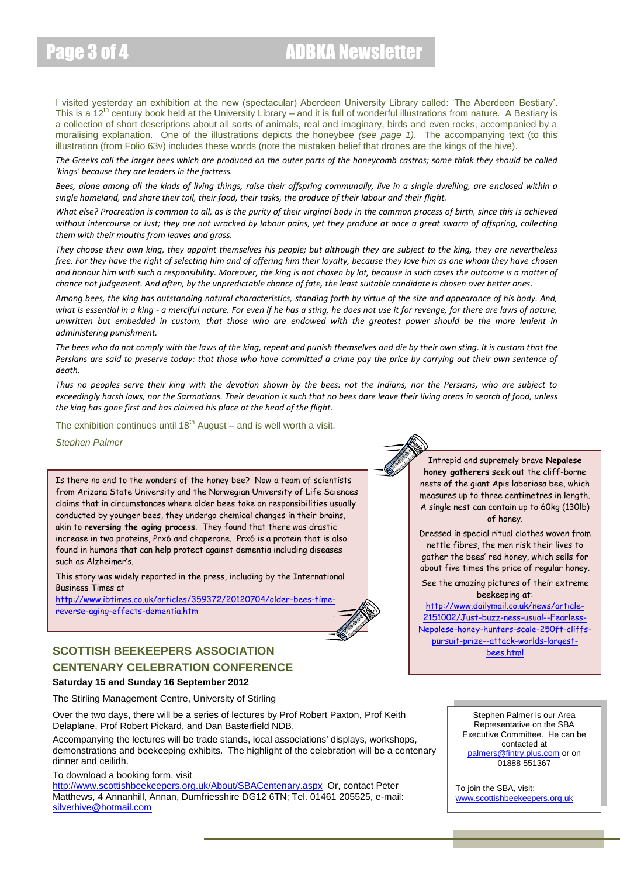I visited yesterday an exhibition at the new (spectacular) Aberdeen University Library called: 'The Aberdeen Bestiary'. This is a 12th century book held at the University Library – and it is full of wonderful illustrations from nature. A Bestiary is a collection of short descriptions about all sorts of animals, real and imaginary, birds and even rocks, accompanied by a moralising explanation. One of the illustrations depicts the honeybee *(see page 1)*. The accompanying text (to this illustration (from Folio 63v) includes these words (note the mistaken belief that drones are the kings of the hive).

*The Greeks call the larger bees which are produced on the outer parts of the honeycomb castros; some think they should be called 'kings' because they are leaders in the fortress.*

*Bees, alone among all the kinds of living things, raise their offspring communally, live in a single dwelling, are enclosed within a single homeland, and share their toil, their food, their tasks, the produce of their labour and their flight.*

*What else? Procreation is common to all, as is the purity of their virginal body in the common process of birth, since this is achieved without intercourse or lust; they are not wracked by labour pains, yet they produce at once a great swarm of offspring, collecting them with their mouths from leaves and grass.*

*They choose their own king, they appoint themselves his people; but although they are subject to the king, they are nevertheless free. For they have the right of selecting him and of offering him their loyalty, because they love him as one whom they have chosen and honour him with such a responsibility. Moreover, the king is not chosen by lot, because in such cases the outcome is a matter of chance not judgement. And often, by the unpredictable chance of fate, the least suitable candidate is chosen over better ones.*

*Among bees, the king has outstanding natural characteristics, standing forth by virtue of the size and appearance of his body. And, what is essential in a king - a merciful nature. For even if he has a sting, he does not use it for revenge, for there are laws of nature, unwritten but embedded in custom, that those who are endowed with the greatest power should be the more lenient in administering punishment.*

*The bees who do not comply with the laws of the king, repent and punish themselves and die by their own sting. It is custom that the Persians are said to preserve today: that those who have committed a crime pay the price by carrying out their own sentence of death.*

*Thus no peoples serve their king with the devotion shown by the bees: not the Indians, nor the Persians, who are subject to exceedingly harsh laws, nor the Sarmatians. Their devotion is such that no bees dare leave their living areas in search of food, unless the king has gone first and has claimed his place at the head of the flight.*

The exhibition continues until 18th August – and is well worth a visit.

*Stephen Palmer*

Is there no end to the wonders of the honey bee? Now a team of scientists from Arizona State University and the Norwegian University of Life Sciences claims that in circumstances where older bees take on responsibilities usually conducted by younger bees, they undergo chemical changes in their brains, akin to **reversing the aging process**. They found that there was drastic increase in two proteins, Prx6 and chaperone. Prx6 is a protein that is also found in humans that can help protect against dementia including diseases such as Alzheimer's.

This story was widely reported in the press, including by the International Business Times at http://www.ibtimes.co.uk/articles/359372/20120704/older-bees-time-reverse-aging-effects-dementia.htm

Intrepid and supremely brave **Nepalese honey gatherers** seek out the cliff-borne nests of the giant Apis laboriosa bee, which measures up to three centimetres in length. A single nest can contain up to 60kg (130lb) of honey.

Dressed in special ritual clothes woven from nettle fibres, the men risk their lives to gather the bees' red honey, which sells for about five times the price of regular honey.

See the amazing pictures of their extreme beekeeping at: http://www.dailymail.co.uk/news/article-2151002/Just-buzz-ness-usual--Fearless-Nepalese-honey-hunters-scale-250ft-cliffs-pursuit-prize--attack-worlds-largest-bees.html

## SCOTTISH BEEKEEPERS ASSOCIATION CENTENARY CELEBRATION CONFERENCE

**Saturday 15 and Sunday 16 September 2012**

The Stirling Management Centre, University of Stirling

Over the two days, there will be a series of lectures by Prof Robert Paxton, Prof Keith Delaplane, Prof Robert Pickard, and Dan Basterfield NDB.

Accompanying the lectures will be trade stands, local associations' displays, workshops, demonstrations and beekeeping exhibits. The highlight of the celebration will be a centenary dinner and ceilidh.

To download a booking form, visit http://www.scottishbeekeepers.org.uk/About/SBACentenary.aspx Or, contact Peter Matthews, 4 Annanhill, Annan, Dumfriesshire DG12 6TN; Tel. 01461 205525, e-mail: silverhive@hotmail.com

Stephen Palmer is our Area Representative on the SBA Executive Committee. He can be contacted at palmers@fintry.plus.com or on 01888 551367

To join the SBA, visit: www.scottishbeekeepers.org.uk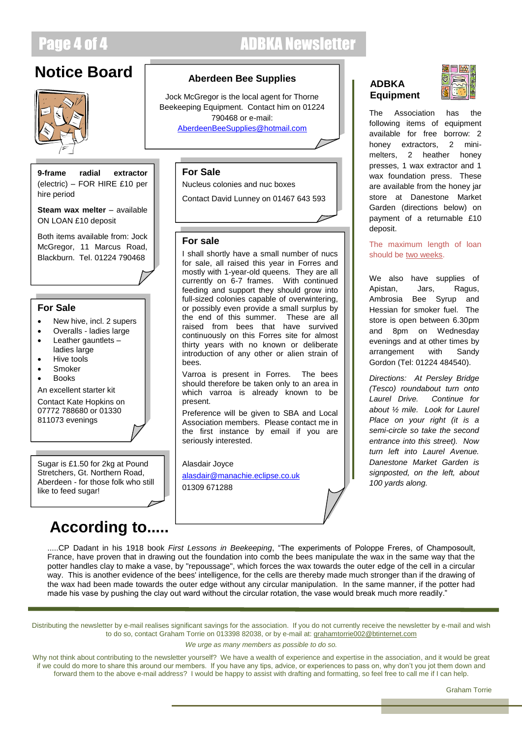# Notice Board

**9-frame radial extractor** (electric) – FOR HIRE £10 per hire period

**Steam wax melter** – available ON LOAN £10 deposit

Both items available from: Jock McGregor, 11 Marcus Road, Blackburn. Tel. 01224 790468

### For Sale

- New hive, incl. 2 supers
- Overalls - ladies large
- Leather gauntlets – ladies large
- Hive tools
- Smoker
- Books

An excellent starter kit

Contact Kate Hopkins on 07772 788680 or 01330 811073 evenings

Sugar is £1.50 for 2kg at Pound Stretchers, Gt. Northern Road, Aberdeen - for those folk who still like to feed sugar!

### Aberdeen Bee Supplies

Jock McGregor is the local agent for Thorne Beekeeping Equipment. Contact him on 01224 790468 or e-mail: AberdeenBeeSupplies@hotmail.com

### For Sale

Nucleus colonies and nuc boxes

Contact David Lunney on 01467 643 593

### For sale

I shall shortly have a small number of nucs for sale, all raised this year in Forres and mostly with 1-year-old queens. They are all currently on 6-7 frames. With continued feeding and support they should grow into full-sized colonies capable of overwintering, or possibly even provide a small surplus by the end of this summer. These are all raised from bees that have survived continuously on this Forres site for almost thirty years with no known or deliberate introduction of any other or alien strain of bees.

Varroa is present in Forres. The bees should therefore be taken only to an area in which varroa is already known to be present.

Preference will be given to SBA and Local Association members. Please contact me in the first instance by email if you are seriously interested.

Alasdair Joyce
alasdair@manachie.eclipse.co.uk
01309 671288

### ADBKA Equipment

The Association has the following items of equipment available for free borrow: 2 honey extractors, 2 mini-melters, 2 heather honey presses, 1 wax extractor and 1 wax foundation press. These are available from the honey jar store at Danestone Market Garden (directions below) on payment of a returnable £10 deposit.

The maximum length of loan should be two weeks.

We also have supplies of Apistan, Jars, Ragus, Ambrosia Bee Syrup and Hessian for smoker fuel. The store is open between 6.30pm and 8pm on Wednesday evenings and at other times by arrangement with Sandy Gordon (Tel: 01224 484540).

*Directions: At Persley Bridge (Tesco) roundabout turn onto Laurel Drive. Continue for about ½ mile. Look for Laurel Place on your right (it is a semi-circle so take the second entrance into this street). Now turn left into Laurel Avenue. Danestone Market Garden is signposted, on the left, about 100 yards along.*

# According to.....

.....CP Dadant in his 1918 book *First Lessons in Beekeeping*, "The experiments of Poloppe Freres, of Champosoult, France, have proven that in drawing out the foundation into comb the bees manipulate the wax in the same way that the potter handles clay to make a vase, by "repoussage", which forces the wax towards the outer edge of the cell in a circular way. This is another evidence of the bees' intelligence, for the cells are thereby made much stronger than if the drawing of the wax had been made towards the outer edge without any circular manipulation. In the same manner, if the potter had made his vase by pushing the clay out ward without the circular rotation, the vase would break much more readily."

Distributing the newsletter by e-mail realises significant savings for the association. If you do not currently receive the newsletter by e-mail and wish to do so, contact Graham Torrie on 013398 82038, or by e-mail at: grahamtorrie002@btinternet.com

*We urge as many members as possible to do so.*

Why not think about contributing to the newsletter yourself? We have a wealth of experience and expertise in the association, and it would be great if we could do more to share this around our members. If you have any tips, advice, or experiences to pass on, why don't you jot them down and forward them to the above e-mail address? I would be happy to assist with drafting and formatting, so feel free to call me if I can help.

Graham Torrie